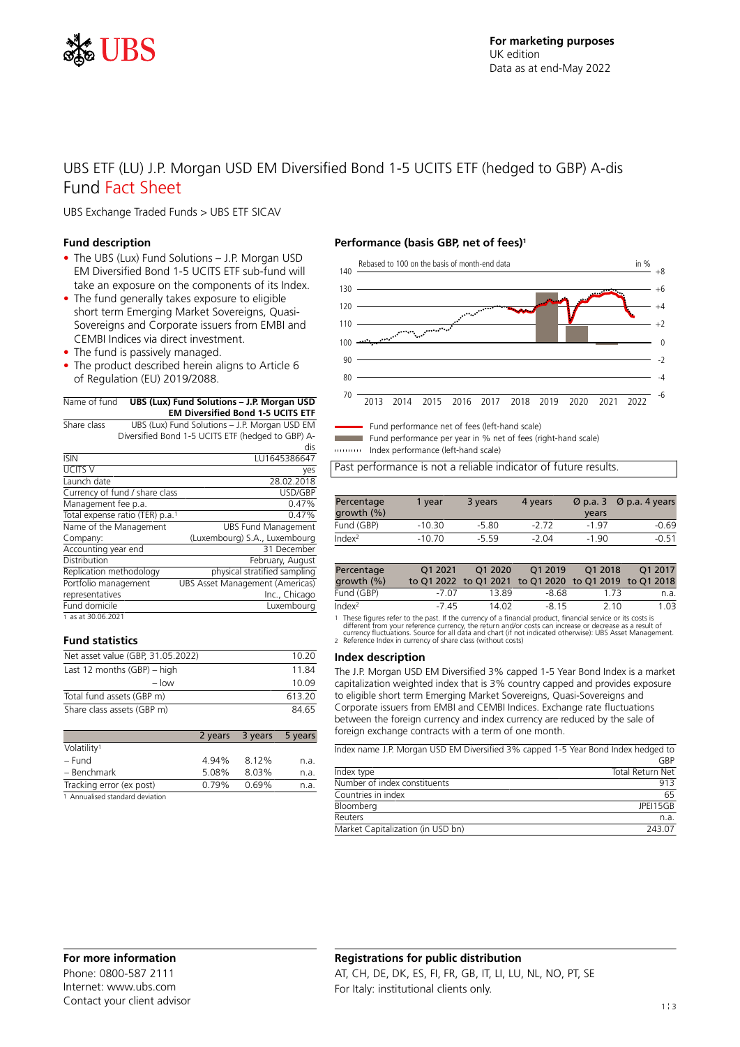For marketing purposes
UK edition
Data as at end-May 2022

# UBS ETF (LU) J.P. Morgan USD EM Diversified Bond 1-5 UCITS ETF (hedged to GBP) A-dis Fund Fact Sheet

UBS Exchange Traded Funds > UBS ETF SICAV

## Fund description

- The UBS (Lux) Fund Solutions – J.P. Morgan USD EM Diversified Bond 1-5 UCITS ETF sub-fund will take an exposure on the components of its Index.
- The fund generally takes exposure to eligible short term Emerging Market Sovereigns, Quasi-Sovereigns and Corporate issuers from EMBI and CEMBI Indices via direct investment.
- The fund is passively managed.
- The product described herein aligns to Article 6 of Regulation (EU) 2019/2088.

| Name of fund | **UBS (Lux) Fund Solutions – J.P. Morgan USD EM Diversified Bond 1-5 UCITS ETF** |
|---|---|
| Share class | UBS (Lux) Fund Solutions – J.P. Morgan USD EM Diversified Bond 1-5 UCITS ETF (hedged to GBP) A-dis |
| ISIN | LU1645386647 |
| UCITS V | yes |
| Launch date | 28.02.2018 |
| Currency of fund / share class | USD/GBP |
| Management fee p.a. | 0.47% |
| Total expense ratio (TER) p.a.[1] | 0.47% |
| Name of the Management Company: | UBS Fund Management (Luxembourg) S.A., Luxembourg |
| Accounting year end | 31 December |
| Distribution | February, August |
| Replication methodology | physical stratified sampling |
| Portfolio management representatives | UBS Asset Management (Americas) Inc., Chicago |
| Fund domicile | Luxembourg |

1 as at 30.06.2021

## Fund statistics

| | |
|---|---|
| Net asset value (GBP, 31.05.2022) | 10.20 |
| Last 12 months (GBP) – high | 11.84 |
| – low | 10.09 |
| Total fund assets (GBP m) | 613.20 |
| Share class assets (GBP m) | 84.65 |

| | 2 years | 3 years | 5 years |
|---|---|---|---|
| Volatility[1] | | | |
| – Fund | 4.94% | 8.12% | n.a. |
| – Benchmark | 5.08% | 8.03% | n.a. |
| Tracking error (ex post) | 0.79% | 0.69% | n.a. |

1 Annualised standard deviation

## Performance (basis GBP, net of fees)[1]

Rebased to 100 on the basis of month-end data

Fund performance net of fees (left-hand scale)
Fund performance per year in % net of fees (right-hand scale)
Index performance (left-hand scale)

Past performance is not a reliable indicator of future results.

| Percentage growth (%) | 1 year | 3 years | 4 years | Ø p.a. 3 years | Ø p.a. 4 years |
|---|---|---|---|---|---|
| Fund (GBP) | -10.30 | -5.80 | -2.72 | -1.97 | -0.69 |
| Index[2] | -10.70 | -5.59 | -2.04 | -1.90 | -0.51 |

| Percentage growth (%) | Q1 2021 to Q1 2022 | Q1 2020 to Q1 2021 | Q1 2019 to Q1 2020 | Q1 2018 to Q1 2019 | Q1 2017 to Q1 2018 |
|---|---|---|---|---|---|
| Fund (GBP) | -7.07 | 13.89 | -8.68 | 1.73 | n.a. |
| Index[2] | -7.45 | 14.02 | -8.15 | 2.10 | 1.03 |

1 These figures refer to the past. If the currency of a financial product, financial service or its costs is different from your reference currency, the return and/or costs can increase or decrease as a result of currency fluctuations. Source for all data and chart (if not indicated otherwise): UBS Asset Management.
2 Reference Index in currency of share class (without costs)

## Index description

The J.P. Morgan USD EM Diversified 3% capped 1-5 Year Bond Index is a market capitalization weighted index that is 3% country capped and provides exposure to eligible short term Emerging Market Sovereigns, Quasi-Sovereigns and Corporate issuers from EMBI and CEMBI Indices. Exchange rate fluctuations between the foreign currency and index currency are reduced by the sale of foreign exchange contracts with a term of one month.

| Index name | J.P. Morgan USD EM Diversified 3% capped 1-5 Year Bond Index hedged to GBP |
|---|---|
| Index type | Total Return Net |
| Number of index constituents | 913 |
| Countries in index | 65 |
| Bloomberg | JPEI15GB |
| Reuters | n.a. |
| Market Capitalization (in USD bn) | 243.07 |

## For more information

Phone: 0800-587 2111
Internet: www.ubs.com
Contact your client advisor

## Registrations for public distribution

AT, CH, DE, DK, ES, FI, FR, GB, IT, LI, LU, NL, NO, PT, SE
For Italy: institutional clients only.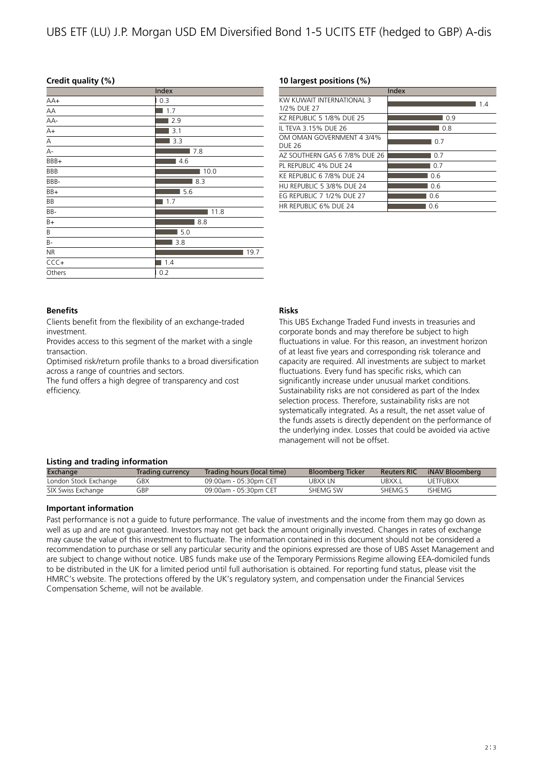# UBS ETF (LU) J.P. Morgan USD EM Diversified Bond 1-5 UCITS ETF (hedged to GBP) A-dis

### Credit quality (%)

| | Index |
|---|---|
| AA+ | 0.3 |
| AA | 1.7 |
| AA- | 2.9 |
| A+ | 3.1 |
| A | 3.3 |
| A- | 7.8 |
| BBB+ | 4.6 |
| BBB | 10.0 |
| BBB- | 8.3 |
| BB+ | 5.6 |
| BB | 1.7 |
| BB- | 11.8 |
| B+ | 8.8 |
| B | 5.0 |
| B- | 3.8 |
| NR | 19.7 |
| CCC+ | 1.4 |
| Others | 0.2 |

### 10 largest positions (%)

| | Index |
|---|---|
| KW KUWAIT INTERNATIONAL 3 1/2% DUE 27 | 1.4 |
| KZ REPUBLIC 5 1/8% DUE 25 | 0.9 |
| IL TEVA 3.15% DUE 26 | 0.8 |
| OM OMAN GOVERNMENT 4 3/4% DUE 26 | 0.7 |
| AZ SOUTHERN GAS 6 7/8% DUE 26 | 0.7 |
| PL REPUBLIC 4% DUE 24 | 0.7 |
| KE REPUBLIC 6 7/8% DUE 24 | 0.6 |
| HU REPUBLIC 5 3/8% DUE 24 | 0.6 |
| EG REPUBLIC 7 1/2% DUE 27 | 0.6 |
| HR REPUBLIC 6% DUE 24 | 0.6 |

### Benefits

Clients benefit from the flexibility of an exchange-traded investment.
Provides access to this segment of the market with a single transaction.
Optimised risk/return profile thanks to a broad diversification across a range of countries and sectors.
The fund offers a high degree of transparency and cost efficiency.

### Risks

This UBS Exchange Traded Fund invests in treasuries and corporate bonds and may therefore be subject to high fluctuations in value. For this reason, an investment horizon of at least five years and corresponding risk tolerance and capacity are required. All investments are subject to market fluctuations. Every fund has specific risks, which can significantly increase under unusual market conditions. Sustainability risks are not considered as part of the Index selection process. Therefore, sustainability risks are not systematically integrated. As a result, the net asset value of the funds assets is directly dependent on the performance of the underlying index. Losses that could be avoided via active management will not be offset.

### Listing and trading information

| Exchange | Trading currency | Trading hours (local time) | Bloomberg Ticker | Reuters RIC | iNAV Bloomberg |
|---|---|---|---|---|---|
| London Stock Exchange | GBX | 09:00am - 05:30pm CET | UBXX LN | UBXX.L | UETFUBXX |
| SIX Swiss Exchange | GBP | 09:00am - 05:30pm CET | SHEMG SW | SHEMG.S | ISHEMG |

### Important information

Past performance is not a guide to future performance. The value of investments and the income from them may go down as well as up and are not guaranteed. Investors may not get back the amount originally invested. Changes in rates of exchange may cause the value of this investment to fluctuate. The information contained in this document should not be considered a recommendation to purchase or sell any particular security and the opinions expressed are those of UBS Asset Management and are subject to change without notice. UBS funds make use of the Temporary Permissions Regime allowing EEA-domiciled funds to be distributed in the UK for a limited period until full authorisation is obtained. For reporting fund status, please visit the HMRC's website. The protections offered by the UK's regulatory system, and compensation under the Financial Services Compensation Scheme, will not be available.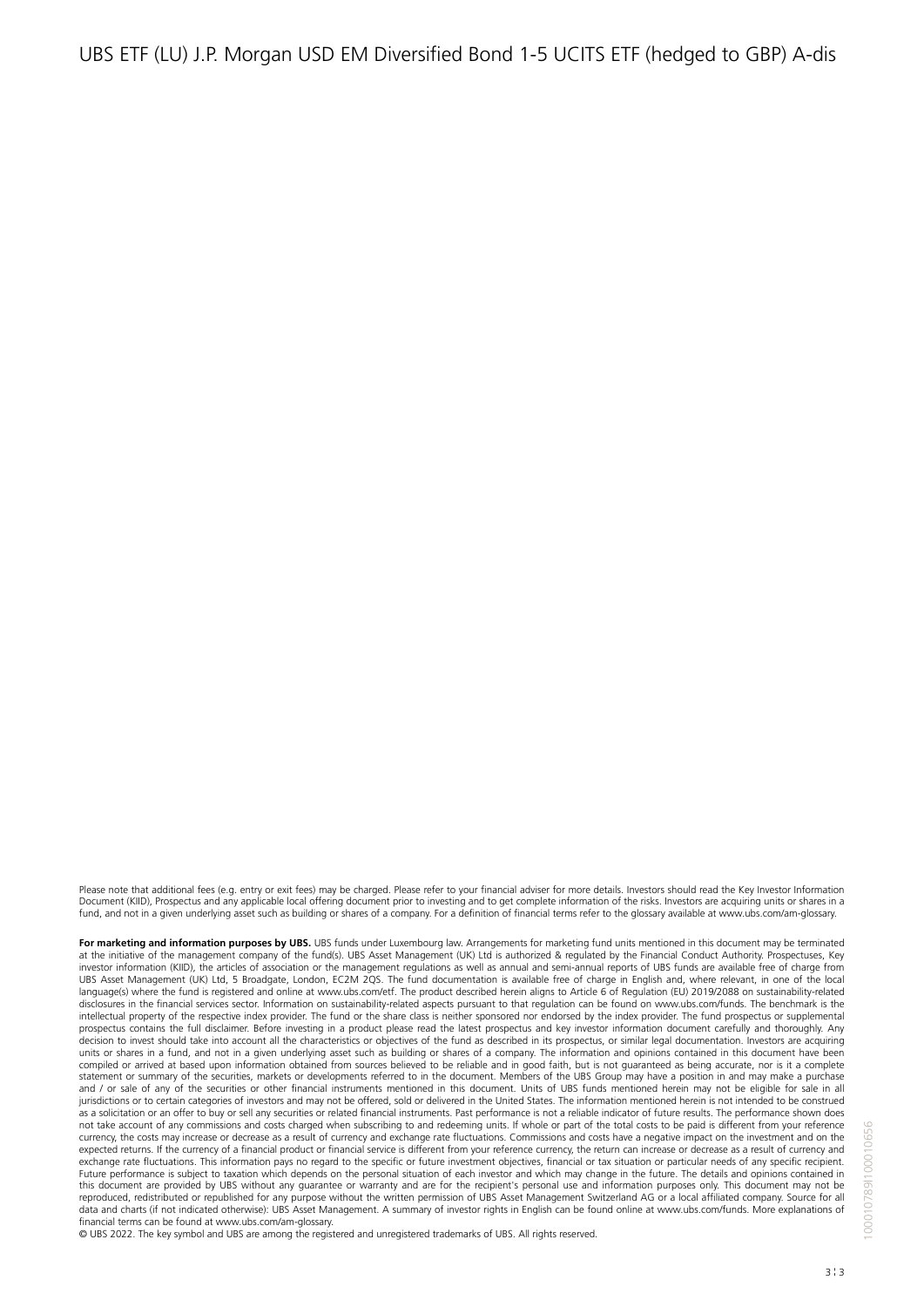Please note that additional fees (e.g. entry or exit fees) may be charged. Please refer to your financial adviser for more details. Investors should read the Key Investor Information Document (KIID), Prospectus and any applicable local offering document prior to investing and to get complete information of the risks. Investors are acquiring units or shares in a fund, and not in a given underlying asset such as building or shares of a company. For a definition of financial terms refer to the glossary available at www.ubs.com/am-glossary.

**For marketing and information purposes by UBS.** UBS funds under Luxembourg law. Arrangements for marketing fund units mentioned in this document may be terminated at the initiative of the management company of the fund(s). UBS Asset Management (UK) Ltd is authorized & regulated by the Financial Conduct Authority. Prospectuses, Key investor information (KIID), the articles of association or the management regulations as well as annual and semi-annual reports of UBS funds are available free of charge from UBS Asset Management (UK) Ltd, 5 Broadgate, London, EC2M 2QS. The fund documentation is available free of charge in English and, where relevant, in one of the local language(s) where the fund is registered and online at www.ubs.com/etf. The product described herein aligns to Article 6 of Regulation (EU) 2019/2088 on sustainability-related disclosures in the financial services sector. Information on sustainability-related aspects pursuant to that regulation can be found on www.ubs.com/funds. The benchmark is the intellectual property of the respective index provider. The fund or the share class is neither sponsored nor endorsed by the index provider. The fund prospectus or supplemental prospectus contains the full disclaimer. Before investing in a product please read the latest prospectus and key investor information document carefully and thoroughly. Any decision to invest should take into account all the characteristics or objectives of the fund as described in its prospectus, or similar legal documentation. Investors are acquiring units or shares in a fund, and not in a given underlying asset such as building or shares of a company. The information and opinions contained in this document have been compiled or arrived at based upon information obtained from sources believed to be reliable and in good faith, but is not guaranteed as being accurate, nor is it a complete statement or summary of the securities, markets or developments referred to in the document. Members of the UBS Group may have a position in and may make a purchase and / or sale of any of the securities or other financial instruments mentioned in this document. Units of UBS funds mentioned herein may not be eligible for sale in all jurisdictions or to certain categories of investors and may not be offered, sold or delivered in the United States. The information mentioned herein is not intended to be construed as a solicitation or an offer to buy or sell any securities or related financial instruments. Past performance is not a reliable indicator of future results. The performance shown does not take account of any commissions and costs charged when subscribing to and redeeming units. If whole or part of the total costs to be paid is different from your reference currency, the costs may increase or decrease as a result of currency and exchange rate fluctuations. Commissions and costs have a negative impact on the investment and on the expected returns. If the currency of a financial product or financial service is different from your reference currency, the return can increase or decrease as a result of currency and exchange rate fluctuations. This information pays no regard to the specific or future investment objectives, financial or tax situation or particular needs of any specific recipient. Future performance is subject to taxation which depends on the personal situation of each investor and which may change in the future. The details and opinions contained in this document are provided by UBS without any guarantee or warranty and are for the recipient's personal use and information purposes only. This document may not be reproduced, redistributed or republished for any purpose without the written permission of UBS Asset Management Switzerland AG or a local affiliated company. Source for all data and charts (if not indicated otherwise): UBS Asset Management. A summary of investor rights in English can be found online at www.ubs.com/funds. More explanations of financial terms can be found at www.ubs.com/am-glossary.

© UBS 2022. The key symbol and UBS are among the registered and unregistered trademarks of UBS. All rights reserved.